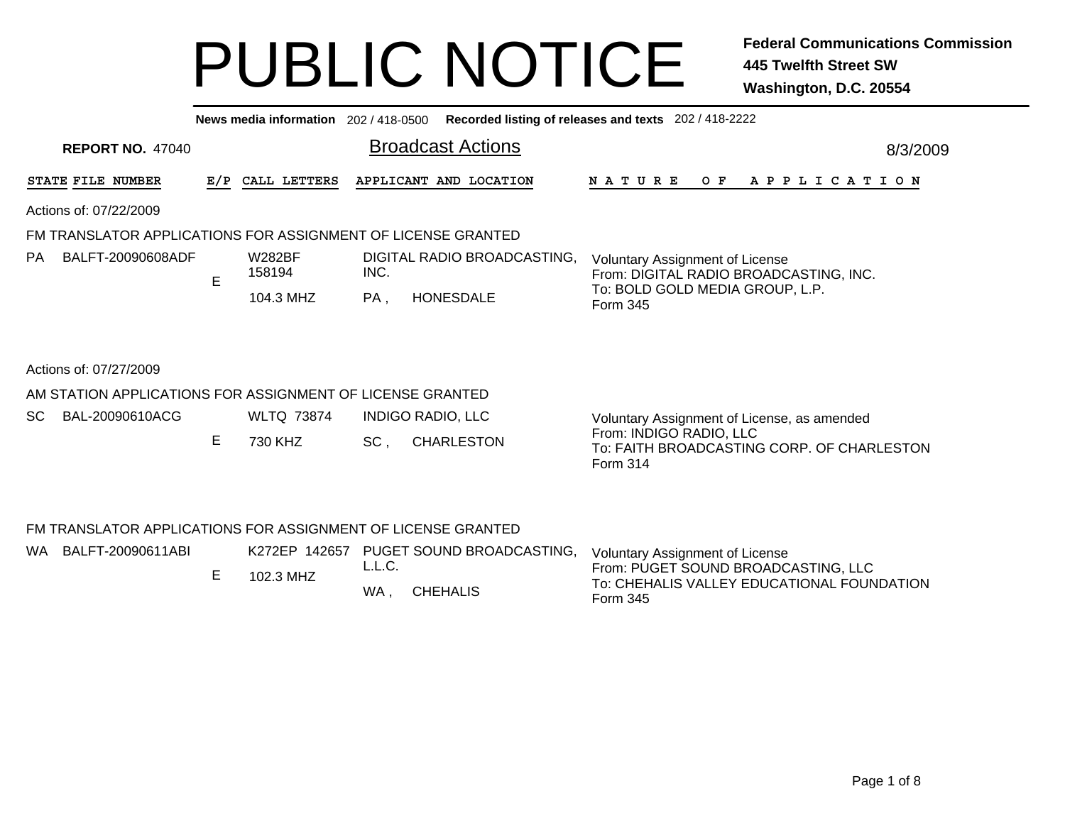# PUBLIC NOTICE

**Federal Communications Commission**
**445 Twelfth Street SW**
**Washington, D.C. 20554**

**News media information** 202 / 418-0500 **Recorded listing of releases and texts** 202 / 418-2222

**REPORT NO.** 47040

## Broadcast Actions

8/3/2009

| STATE | FILE NUMBER | E/P | CALL LETTERS | APPLICANT AND LOCATION | NATURE OF APPLICATION |
|---|---|---|---|---|---|

Actions of: 07/22/2009

FM TRANSLATOR APPLICATIONS FOR ASSIGNMENT OF LICENSE GRANTED

| STATE | FILE NUMBER | E/P | CALL LETTERS | APPLICANT AND LOCATION | NATURE OF APPLICATION |
|---|---|---|---|---|---|
| PA | BALFT-20090608ADF | E | W282BF 158194 104.3 MHZ | DIGITAL RADIO BROADCASTING, INC. PA , HONESDALE | Voluntary Assignment of License From: DIGITAL RADIO BROADCASTING, INC. To: BOLD GOLD MEDIA GROUP, L.P. Form 345 |

Actions of: 07/27/2009

AM STATION APPLICATIONS FOR ASSIGNMENT OF LICENSE GRANTED

| STATE | FILE NUMBER | E/P | CALL LETTERS | APPLICANT AND LOCATION | NATURE OF APPLICATION |
|---|---|---|---|---|---|
| SC | BAL-20090610ACG | E | WLTQ 73874 730 KHZ | INDIGO RADIO, LLC SC , CHARLESTON | Voluntary Assignment of License, as amended From: INDIGO RADIO, LLC To: FAITH BROADCASTING CORP. OF CHARLESTON Form 314 |

FM TRANSLATOR APPLICATIONS FOR ASSIGNMENT OF LICENSE GRANTED

| STATE | FILE NUMBER | E/P | CALL LETTERS | APPLICANT AND LOCATION | NATURE OF APPLICATION |
|---|---|---|---|---|---|
| WA | BALFT-20090611ABI | E | K272EP 142657 102.3 MHZ | PUGET SOUND BROADCASTING, L.L.C. WA , CHEHALIS | Voluntary Assignment of License From: PUGET SOUND BROADCASTING, LLC To: CHEHALIS VALLEY EDUCATIONAL FOUNDATION Form 345 |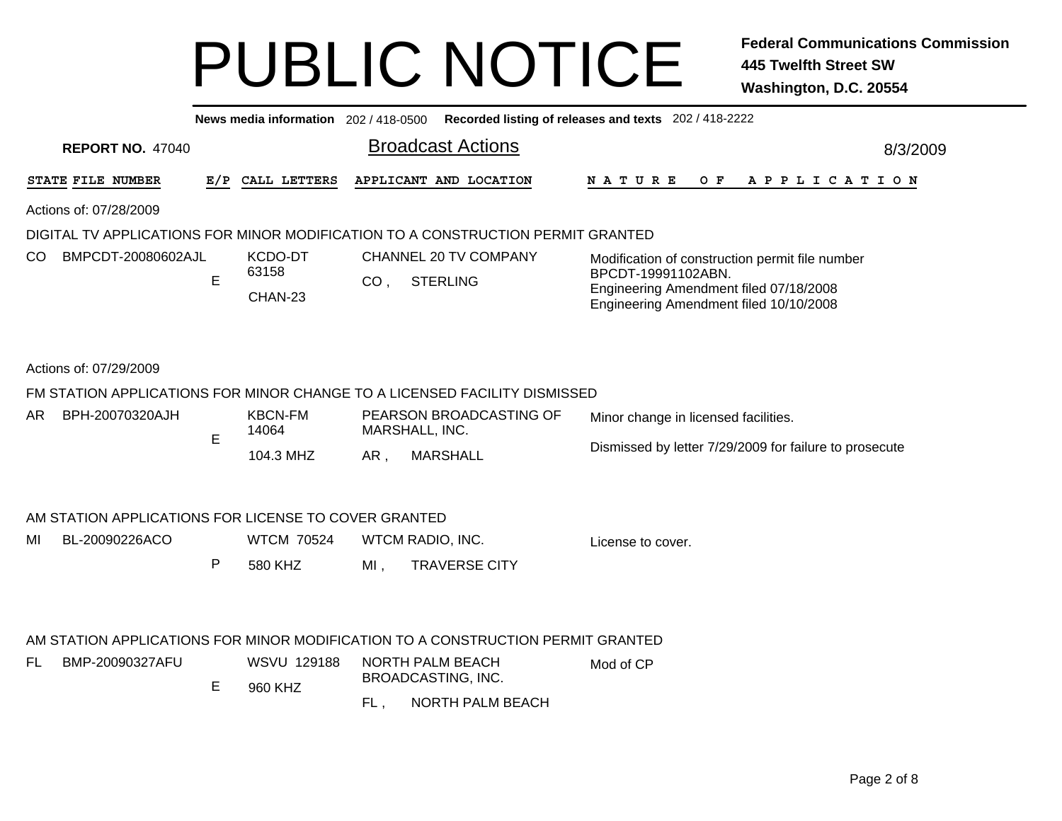# PUBLIC NOTICE

**Federal Communications Commission**
**445 Twelfth Street SW**
**Washington, D.C. 20554**

**News media information** 202 / 418-0500 **Recorded listing of releases and texts** 202 / 418-2222

**REPORT NO.** 47040

## Broadcast Actions

8/3/2009

| STATE | FILE NUMBER | E/P | CALL LETTERS | APPLICANT AND LOCATION | NATURE OF APPLICATION |
|---|---|---|---|---|---|

Actions of: 07/28/2009

DIGITAL TV APPLICATIONS FOR MINOR MODIFICATION TO A CONSTRUCTION PERMIT GRANTED

| STATE | FILE NUMBER | E/P | CALL LETTERS | APPLICANT AND LOCATION | NATURE OF APPLICATION |
|---|---|---|---|---|---|
| CO | BMPCDT-20080602AJL | E | KCDO-DT 63158 CHAN-23 | CHANNEL 20 TV COMPANY CO , STERLING | Modification of construction permit file number BPCDT-19991102ABN. Engineering Amendment filed 07/18/2008 Engineering Amendment filed 10/10/2008 |

Actions of: 07/29/2009

FM STATION APPLICATIONS FOR MINOR CHANGE TO A LICENSED FACILITY DISMISSED

| STATE | FILE NUMBER | E/P | CALL LETTERS | APPLICANT AND LOCATION | NATURE OF APPLICATION |
|---|---|---|---|---|---|
| AR | BPH-20070320AJH | E | KBCN-FM 14064 104.3 MHZ | PEARSON BROADCASTING OF MARSHALL, INC. AR , MARSHALL | Minor change in licensed facilities. Dismissed by letter 7/29/2009 for failure to prosecute |

AM STATION APPLICATIONS FOR LICENSE TO COVER GRANTED

| STATE | FILE NUMBER | E/P | CALL LETTERS | APPLICANT AND LOCATION | NATURE OF APPLICATION |
|---|---|---|---|---|---|
| MI | BL-20090226ACO | P | WTCM 70524 580 KHZ | WTCM RADIO, INC. MI , TRAVERSE CITY | License to cover. |

AM STATION APPLICATIONS FOR MINOR MODIFICATION TO A CONSTRUCTION PERMIT GRANTED

| STATE | FILE NUMBER | E/P | CALL LETTERS | APPLICANT AND LOCATION | NATURE OF APPLICATION |
|---|---|---|---|---|---|
| FL | BMP-20090327AFU | E | WSVU 129188 960 KHZ | NORTH PALM BEACH BROADCASTING, INC. FL , NORTH PALM BEACH | Mod of CP |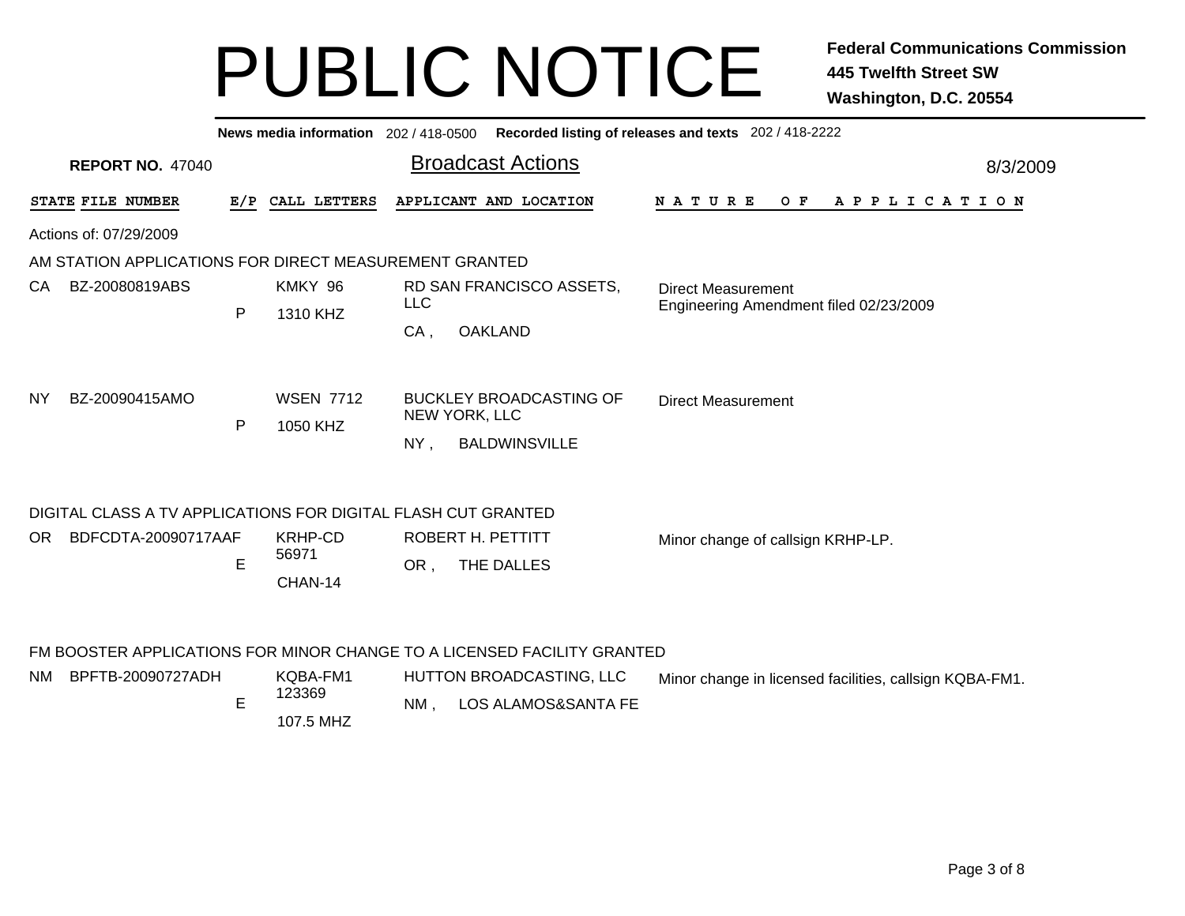# PUBLIC NOTICE

**Federal Communications Commission**
**445 Twelfth Street SW**
**Washington, D.C. 20554**

**News media information** 202 / 418-0500 **Recorded listing of releases and texts** 202 / 418-2222

**REPORT NO.** 47040

## Broadcast Actions

8/3/2009

| STATE | FILE NUMBER | E/P | CALL LETTERS | APPLICANT AND LOCATION | NATURE OF APPLICATION |
|---|---|---|---|---|---|

Actions of: 07/29/2009

### AM STATION APPLICATIONS FOR DIRECT MEASUREMENT GRANTED

| STATE | FILE NUMBER | E/P | CALL LETTERS | APPLICANT AND LOCATION | NATURE OF APPLICATION |
|---|---|---|---|---|---|
| CA | BZ-20080819ABS | P | KMKY 96<br>1310 KHZ | RD SAN FRANCISCO ASSETS, LLC<br>CA , OAKLAND | Direct Measurement<br>Engineering Amendment filed 02/23/2009 |
| NY | BZ-20090415AMO | P | WSEN 7712<br>1050 KHZ | BUCKLEY BROADCASTING OF NEW YORK, LLC<br>NY , BALDWINSVILLE | Direct Measurement |

### DIGITAL CLASS A TV APPLICATIONS FOR DIGITAL FLASH CUT GRANTED

| STATE | FILE NUMBER | E/P | CALL LETTERS | APPLICANT AND LOCATION | NATURE OF APPLICATION |
|---|---|---|---|---|---|
| OR | BDFCDTA-20090717AAF | E | KRHP-CD<br>56971<br>CHAN-14 | ROBERT H. PETTITT<br>OR , THE DALLES | Minor change of callsign KRHP-LP. |

### FM BOOSTER APPLICATIONS FOR MINOR CHANGE TO A LICENSED FACILITY GRANTED

| STATE | FILE NUMBER | E/P | CALL LETTERS | APPLICANT AND LOCATION | NATURE OF APPLICATION |
|---|---|---|---|---|---|
| NM | BPFTB-20090727ADH | E | KQBA-FM1<br>123369<br>107.5 MHZ | HUTTON BROADCASTING, LLC<br>NM , LOS ALAMOS&SANTA FE | Minor change in licensed facilities, callsign KQBA-FM1. |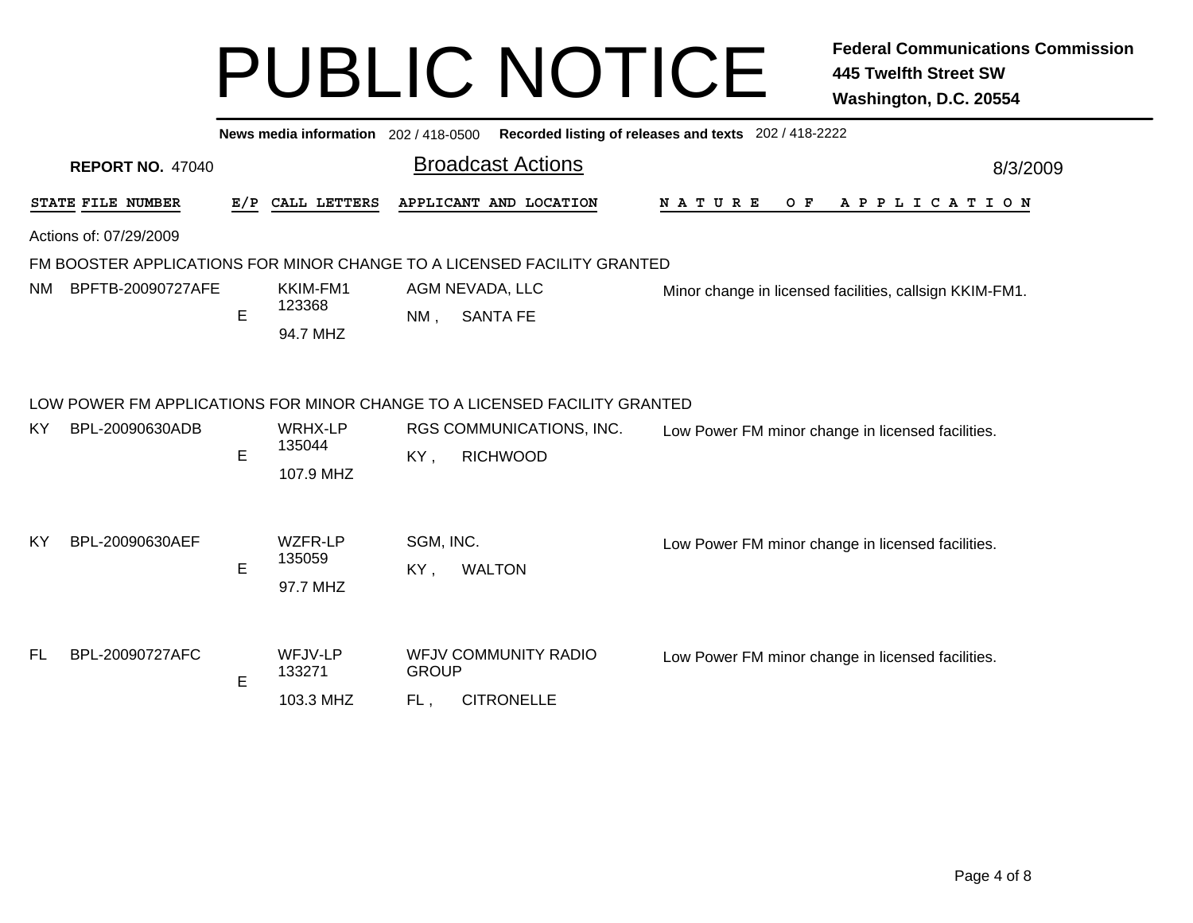# PUBLIC NOTICE

**Federal Communications Commission**
**445 Twelfth Street SW**
**Washington, D.C. 20554**

**News media information** 202 / 418-0500 **Recorded listing of releases and texts** 202 / 418-2222

**REPORT NO.** 47040

## Broadcast Actions

8/3/2009

Actions of: 07/29/2009

### FM BOOSTER APPLICATIONS FOR MINOR CHANGE TO A LICENSED FACILITY GRANTED

| STATE | FILE NUMBER | E/P | CALL LETTERS | APPLICANT AND LOCATION | NATURE OF APPLICATION |
|---|---|---|---|---|---|
| NM | BPFTB-20090727AFE | E | KKIM-FM1<br>123368<br>94.7 MHZ | AGM NEVADA, LLC<br>NM , SANTA FE | Minor change in licensed facilities, callsign KKIM-FM1. |

### LOW POWER FM APPLICATIONS FOR MINOR CHANGE TO A LICENSED FACILITY GRANTED

| STATE | FILE NUMBER | E/P | CALL LETTERS | APPLICANT AND LOCATION | NATURE OF APPLICATION |
|---|---|---|---|---|---|
| KY | BPL-20090630ADB | E | WRHX-LP<br>135044<br>107.9 MHZ | RGS COMMUNICATIONS, INC.<br>KY , RICHWOOD | Low Power FM minor change in licensed facilities. |
| KY | BPL-20090630AEF | E | WZFR-LP<br>135059<br>97.7 MHZ | SGM, INC.<br>KY , WALTON | Low Power FM minor change in licensed facilities. |
| FL | BPL-20090727AFC | E | WFJV-LP<br>133271<br>103.3 MHZ | WFJV COMMUNITY RADIO GROUP<br>FL , CITRONELLE | Low Power FM minor change in licensed facilities. |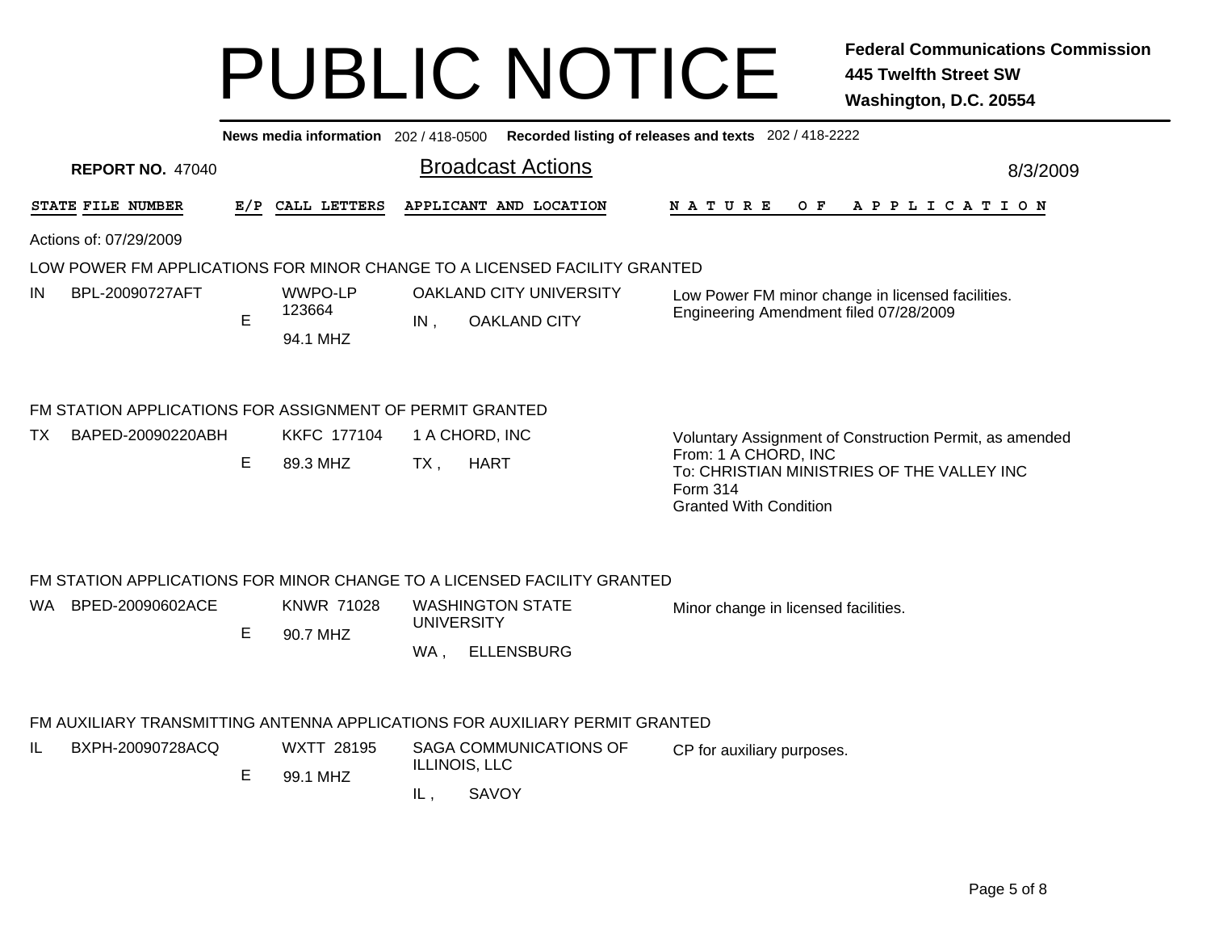# PUBLIC NOTICE

**Federal Communications Commission**
**445 Twelfth Street SW**
**Washington, D.C. 20554**

**News media information** 202 / 418-0500 **Recorded listing of releases and texts** 202 / 418-2222

**REPORT NO.** 47040

## Broadcast Actions

8/3/2009

Actions of: 07/29/2009

### LOW POWER FM APPLICATIONS FOR MINOR CHANGE TO A LICENSED FACILITY GRANTED

| STATE | FILE NUMBER | E/P | CALL LETTERS | APPLICANT AND LOCATION | NATURE OF APPLICATION |
|---|---|---|---|---|---|
| IN | BPL-20090727AFT | E | WWPO-LP 123664 94.1 MHZ | OAKLAND CITY UNIVERSITY IN , OAKLAND CITY | Low Power FM minor change in licensed facilities. Engineering Amendment filed 07/28/2009 |

### FM STATION APPLICATIONS FOR ASSIGNMENT OF PERMIT GRANTED

| STATE | FILE NUMBER | E/P | CALL LETTERS | APPLICANT AND LOCATION | NATURE OF APPLICATION |
|---|---|---|---|---|---|
| TX | BAPED-20090220ABH | E | KKFC 177104 89.3 MHZ | 1 A CHORD, INC TX , HART | Voluntary Assignment of Construction Permit, as amended From: 1 A CHORD, INC To: CHRISTIAN MINISTRIES OF THE VALLEY INC Form 314 Granted With Condition |

### FM STATION APPLICATIONS FOR MINOR CHANGE TO A LICENSED FACILITY GRANTED

| STATE | FILE NUMBER | E/P | CALL LETTERS | APPLICANT AND LOCATION | NATURE OF APPLICATION |
|---|---|---|---|---|---|
| WA | BPED-20090602ACE | E | KNWR 71028 90.7 MHZ | WASHINGTON STATE UNIVERSITY WA , ELLENSBURG | Minor change in licensed facilities. |

### FM AUXILIARY TRANSMITTING ANTENNA APPLICATIONS FOR AUXILIARY PERMIT GRANTED

| STATE | FILE NUMBER | E/P | CALL LETTERS | APPLICANT AND LOCATION | NATURE OF APPLICATION |
|---|---|---|---|---|---|
| IL | BXPH-20090728ACQ | E | WXTT 28195 99.1 MHZ | SAGA COMMUNICATIONS OF ILLINOIS, LLC IL , SAVOY | CP for auxiliary purposes. |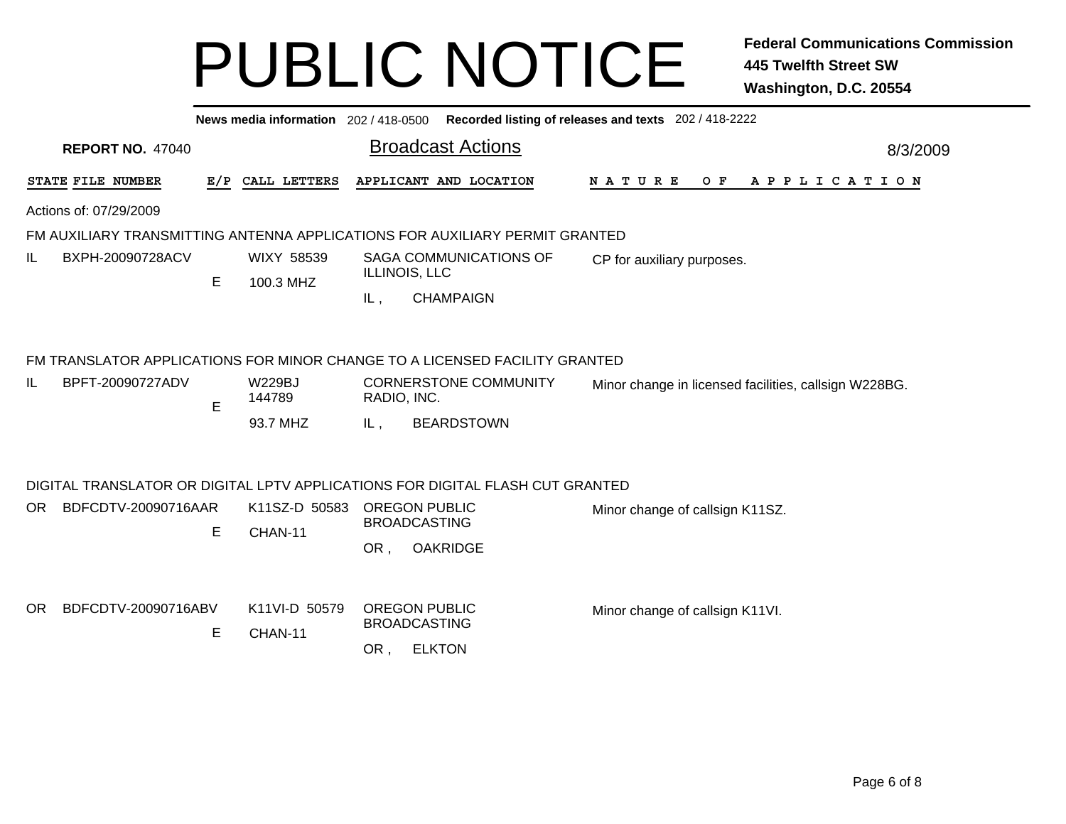# PUBLIC NOTICE

**Federal Communications Commission**
**445 Twelfth Street SW**
**Washington, D.C. 20554**

**News media information** 202 / 418-0500 **Recorded listing of releases and texts** 202 / 418-2222

**REPORT NO.** 47040

## Broadcast Actions

8/3/2009

| STATE | FILE NUMBER | E/P | CALL LETTERS | APPLICANT AND LOCATION | NATURE OF APPLICATION |
|---|---|---|---|---|---|

Actions of: 07/29/2009

### FM AUXILIARY TRANSMITTING ANTENNA APPLICATIONS FOR AUXILIARY PERMIT GRANTED

| STATE | FILE NUMBER | E/P | CALL LETTERS | APPLICANT AND LOCATION | NATURE OF APPLICATION |
|---|---|---|---|---|---|
| IL | BXPH-20090728ACV | E | WIXY 58539 100.3 MHZ | SAGA COMMUNICATIONS OF ILLINOIS, LLC IL , CHAMPAIGN | CP for auxiliary purposes. |

### FM TRANSLATOR APPLICATIONS FOR MINOR CHANGE TO A LICENSED FACILITY GRANTED

| STATE | FILE NUMBER | E/P | CALL LETTERS | APPLICANT AND LOCATION | NATURE OF APPLICATION |
|---|---|---|---|---|---|
| IL | BPFT-20090727ADV | E | W229BJ 144789 93.7 MHZ | CORNERSTONE COMMUNITY RADIO, INC. IL , BEARDSTOWN | Minor change in licensed facilities, callsign W228BG. |

### DIGITAL TRANSLATOR OR DIGITAL LPTV APPLICATIONS FOR DIGITAL FLASH CUT GRANTED

| STATE | FILE NUMBER | E/P | CALL LETTERS | APPLICANT AND LOCATION | NATURE OF APPLICATION |
|---|---|---|---|---|---|
| OR | BDFCDTV-20090716AAR | E | K11SZ-D 50583 CHAN-11 | OREGON PUBLIC BROADCASTING OR , OAKRIDGE | Minor change of callsign K11SZ. |
| OR | BDFCDTV-20090716ABV | E | K11VI-D 50579 CHAN-11 | OREGON PUBLIC BROADCASTING OR , ELKTON | Minor change of callsign K11VI. |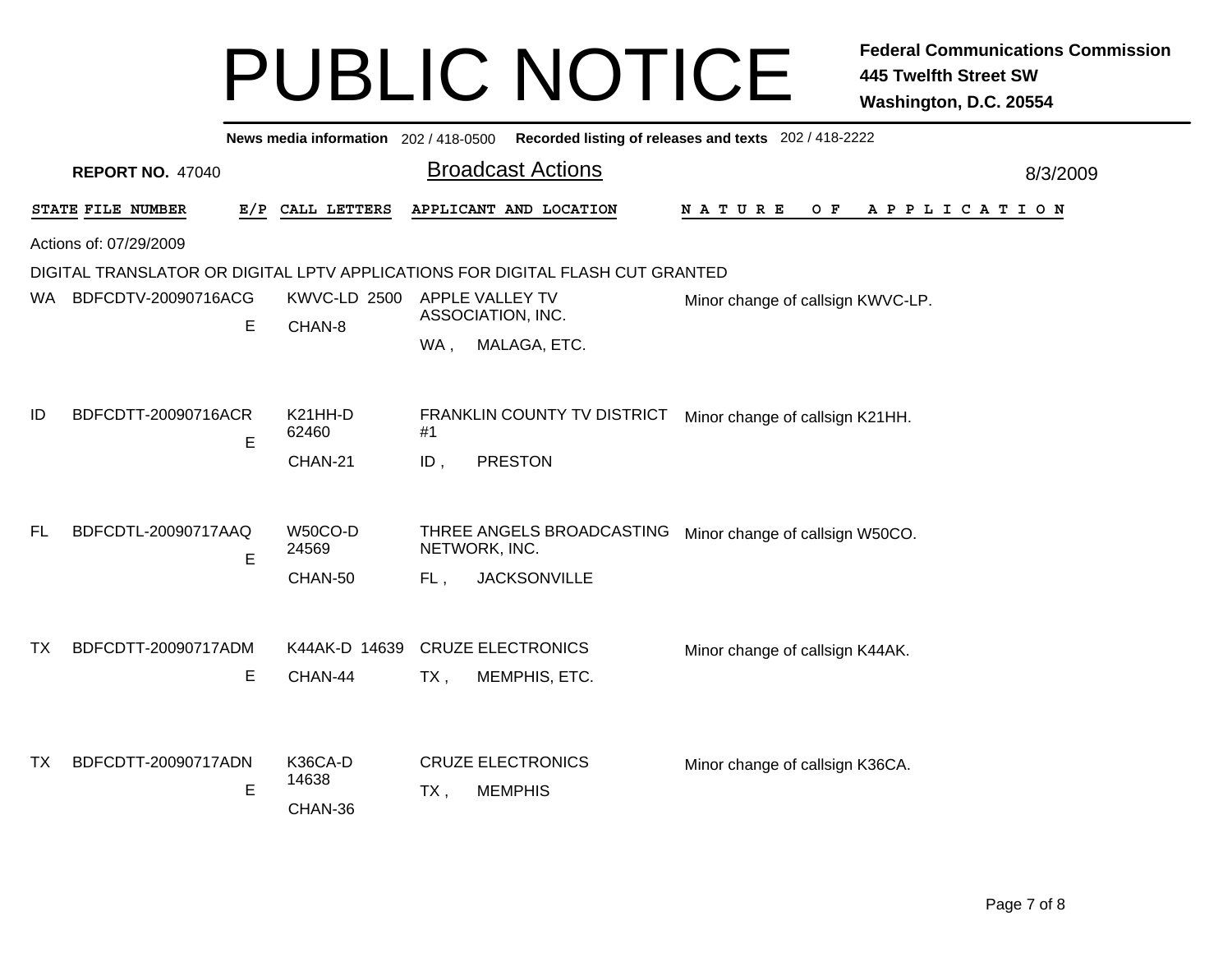# PUBLIC NOTICE

**Federal Communications Commission**
**445 Twelfth Street SW**
**Washington, D.C. 20554**

**News media information** 202 / 418-0500 **Recorded listing of releases and texts** 202 / 418-2222

**REPORT NO.** 47040

## Broadcast Actions

8/3/2009

Actions of: 07/29/2009

DIGITAL TRANSLATOR OR DIGITAL LPTV APPLICATIONS FOR DIGITAL FLASH CUT GRANTED

| STATE | FILE NUMBER | E/P | CALL LETTERS | APPLICANT AND LOCATION | NATURE OF APPLICATION |
|---|---|---|---|---|---|
| WA | BDFCDTV-20090716ACG | E | KWVC-LD 2500 CHAN-8 | APPLE VALLEY TV ASSOCIATION, INC. WA , MALAGA, ETC. | Minor change of callsign KWVC-LP. |
| ID | BDFCDTT-20090716ACR | E | K21HH-D 62460 CHAN-21 | FRANKLIN COUNTY TV DISTRICT #1 ID , PRESTON | Minor change of callsign K21HH. |
| FL | BDFCDTL-20090717AAQ | E | W50CO-D 24569 CHAN-50 | THREE ANGELS BROADCASTING NETWORK, INC. FL , JACKSONVILLE | Minor change of callsign W50CO. |
| TX | BDFCDTT-20090717ADM | E | K44AK-D 14639 CHAN-44 | CRUZE ELECTRONICS TX , MEMPHIS, ETC. | Minor change of callsign K44AK. |
| TX | BDFCDTT-20090717ADN | E | K36CA-D 14638 CHAN-36 | CRUZE ELECTRONICS TX , MEMPHIS | Minor change of callsign K36CA. |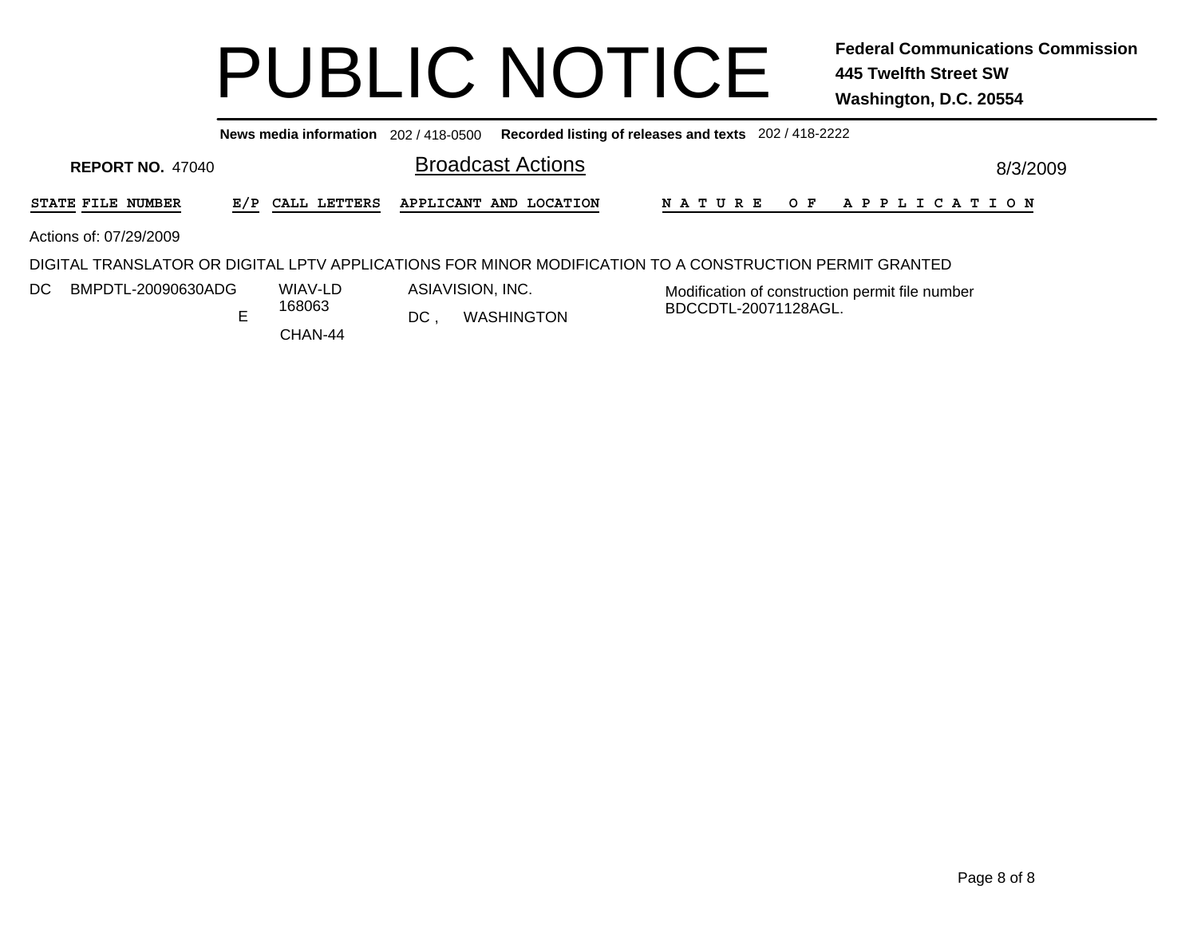# PUBLIC NOTICE

**Federal Communications Commission**
**445 Twelfth Street SW**
**Washington, D.C. 20554**

**News media information** 202 / 418-0500 **Recorded listing of releases and texts** 202 / 418-2222

**REPORT NO.** 47040

## Broadcast Actions

8/3/2009

| STATE | FILE NUMBER | E/P | CALL LETTERS | APPLICANT AND LOCATION | NATURE OF APPLICATION |
|---|---|---|---|---|---|

Actions of: 07/29/2009

DIGITAL TRANSLATOR OR DIGITAL LPTV APPLICATIONS FOR MINOR MODIFICATION TO A CONSTRUCTION PERMIT GRANTED

| STATE | FILE NUMBER | E/P | CALL LETTERS | APPLICANT AND LOCATION | NATURE OF APPLICATION |
|---|---|---|---|---|---|
| DC | BMPDTL-20090630ADG | E | WIAV-LD 168063 CHAN-44 | ASIAVISION, INC. DC , WASHINGTON | Modification of construction permit file number BDCCDTL-20071128AGL. |